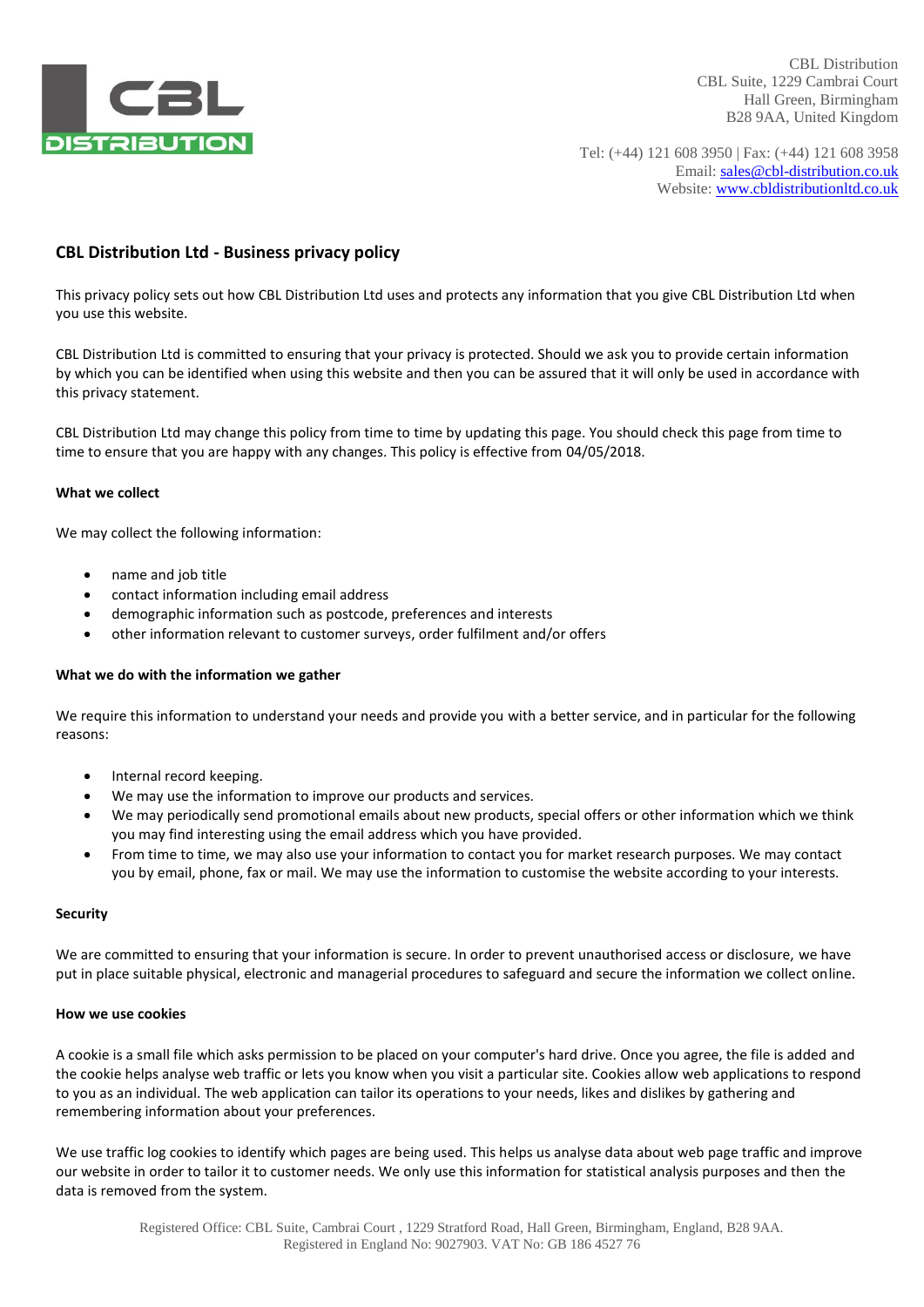CBL Distribution
CBL Suite, 1229 Cambrai Court
Hall Green, Birmingham
B28 9AA, United Kingdom

Tel: (+44) 121 608 3950 | Fax: (+44) 121 608 3958
Email: sales@cbl-distribution.co.uk
Website: www.cbldistributionltd.co.uk

## CBL Distribution Ltd - Business privacy policy

This privacy policy sets out how CBL Distribution Ltd uses and protects any information that you give CBL Distribution Ltd when you use this website.

CBL Distribution Ltd is committed to ensuring that your privacy is protected. Should we ask you to provide certain information by which you can be identified when using this website and then you can be assured that it will only be used in accordance with this privacy statement.

CBL Distribution Ltd may change this policy from time to time by updating this page. You should check this page from time to time to ensure that you are happy with any changes. This policy is effective from 04/05/2018.

### What we collect

We may collect the following information:

- name and job title
- contact information including email address
- demographic information such as postcode, preferences and interests
- other information relevant to customer surveys, order fulfilment and/or offers

### What we do with the information we gather

We require this information to understand your needs and provide you with a better service, and in particular for the following reasons:

- Internal record keeping.
- We may use the information to improve our products and services.
- We may periodically send promotional emails about new products, special offers or other information which we think you may find interesting using the email address which you have provided.
- From time to time, we may also use your information to contact you for market research purposes. We may contact you by email, phone, fax or mail. We may use the information to customise the website according to your interests.

### Security

We are committed to ensuring that your information is secure. In order to prevent unauthorised access or disclosure, we have put in place suitable physical, electronic and managerial procedures to safeguard and secure the information we collect online.

### How we use cookies

A cookie is a small file which asks permission to be placed on your computer's hard drive. Once you agree, the file is added and the cookie helps analyse web traffic or lets you know when you visit a particular site. Cookies allow web applications to respond to you as an individual. The web application can tailor its operations to your needs, likes and dislikes by gathering and remembering information about your preferences.

We use traffic log cookies to identify which pages are being used. This helps us analyse data about web page traffic and improve our website in order to tailor it to customer needs. We only use this information for statistical analysis purposes and then the data is removed from the system.

Registered Office: CBL Suite, Cambrai Court , 1229 Stratford Road, Hall Green, Birmingham, England, B28 9AA.
Registered in England No: 9027903. VAT No: GB 186 4527 76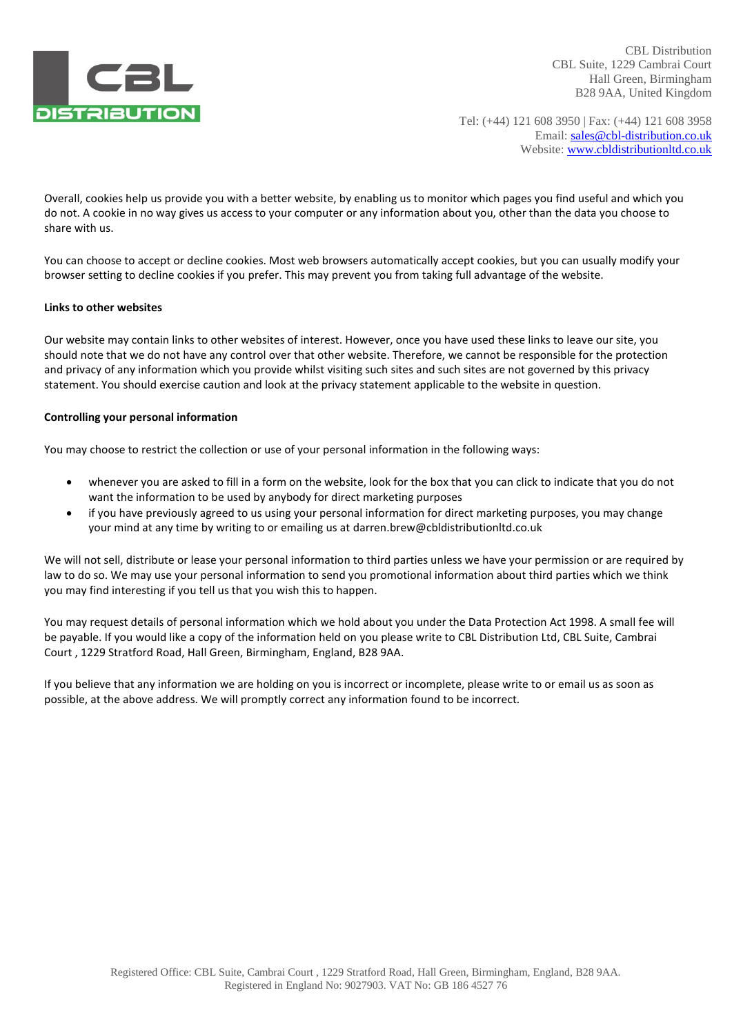CBL Distribution
CBL Suite, 1229 Cambrai Court
Hall Green, Birmingham
B28 9AA, United Kingdom

Tel: (+44) 121 608 3950 | Fax: (+44) 121 608 3958
Email: sales@cbl-distribution.co.uk
Website: www.cbldistributionltd.co.uk

Overall, cookies help us provide you with a better website, by enabling us to monitor which pages you find useful and which you do not. A cookie in no way gives us access to your computer or any information about you, other than the data you choose to share with us.

You can choose to accept or decline cookies. Most web browsers automatically accept cookies, but you can usually modify your browser setting to decline cookies if you prefer. This may prevent you from taking full advantage of the website.

**Links to other websites**

Our website may contain links to other websites of interest. However, once you have used these links to leave our site, you should note that we do not have any control over that other website. Therefore, we cannot be responsible for the protection and privacy of any information which you provide whilst visiting such sites and such sites are not governed by this privacy statement. You should exercise caution and look at the privacy statement applicable to the website in question.

**Controlling your personal information**

You may choose to restrict the collection or use of your personal information in the following ways:

- whenever you are asked to fill in a form on the website, look for the box that you can click to indicate that you do not want the information to be used by anybody for direct marketing purposes
- if you have previously agreed to us using your personal information for direct marketing purposes, you may change your mind at any time by writing to or emailing us at darren.brew@cbldistributionltd.co.uk

We will not sell, distribute or lease your personal information to third parties unless we have your permission or are required by law to do so. We may use your personal information to send you promotional information about third parties which we think you may find interesting if you tell us that you wish this to happen.

You may request details of personal information which we hold about you under the Data Protection Act 1998. A small fee will be payable. If you would like a copy of the information held on you please write to CBL Distribution Ltd, CBL Suite, Cambrai Court , 1229 Stratford Road, Hall Green, Birmingham, England, B28 9AA.

If you believe that any information we are holding on you is incorrect or incomplete, please write to or email us as soon as possible, at the above address. We will promptly correct any information found to be incorrect.

Registered Office: CBL Suite, Cambrai Court , 1229 Stratford Road, Hall Green, Birmingham, England, B28 9AA.
Registered in England No: 9027903. VAT No: GB 186 4527 76